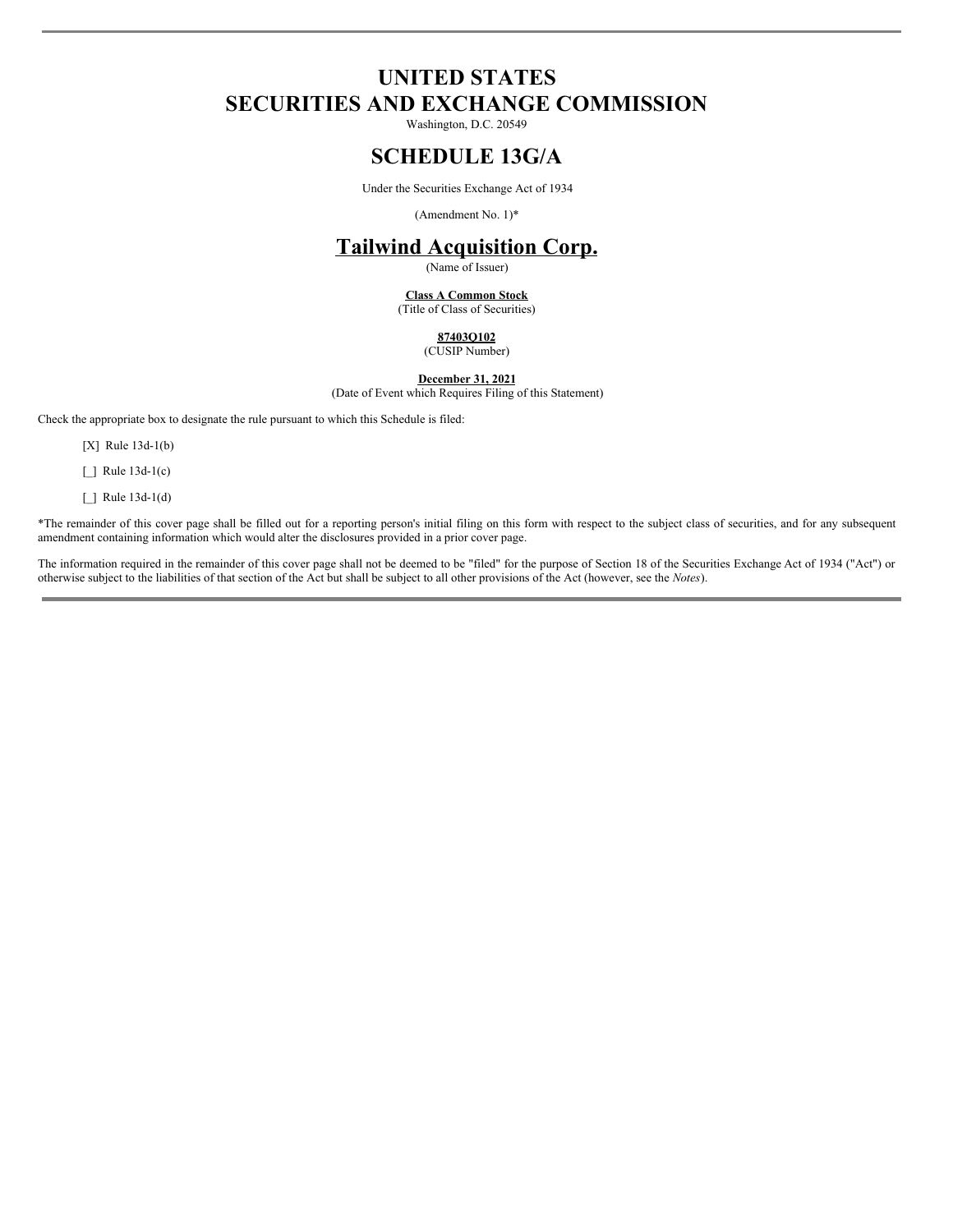# UNITED STATES
# SECURITIES AND EXCHANGE COMMISSION

Washington, D.C. 20549

# SCHEDULE 13G/A

Under the Securities Exchange Act of 1934

(Amendment No. 1)*

## Tailwind Acquisition Corp.

(Name of Issuer)

**Class A Common Stock**
(Title of Class of Securities)

**87403Q102**
(CUSIP Number)

**December 31, 2021**
(Date of Event which Requires Filing of this Statement)

Check the appropriate box to designate the rule pursuant to which this Schedule is filed:

[X] Rule 13d-1(b)

[_] Rule 13d-1(c)

[_] Rule 13d-1(d)

*The remainder of this cover page shall be filled out for a reporting person's initial filing on this form with respect to the subject class of securities, and for any subsequent amendment containing information which would alter the disclosures provided in a prior cover page.

The information required in the remainder of this cover page shall not be deemed to be "filed" for the purpose of Section 18 of the Securities Exchange Act of 1934 ("Act") or otherwise subject to the liabilities of that section of the Act but shall be subject to all other provisions of the Act (however, see the *Notes*).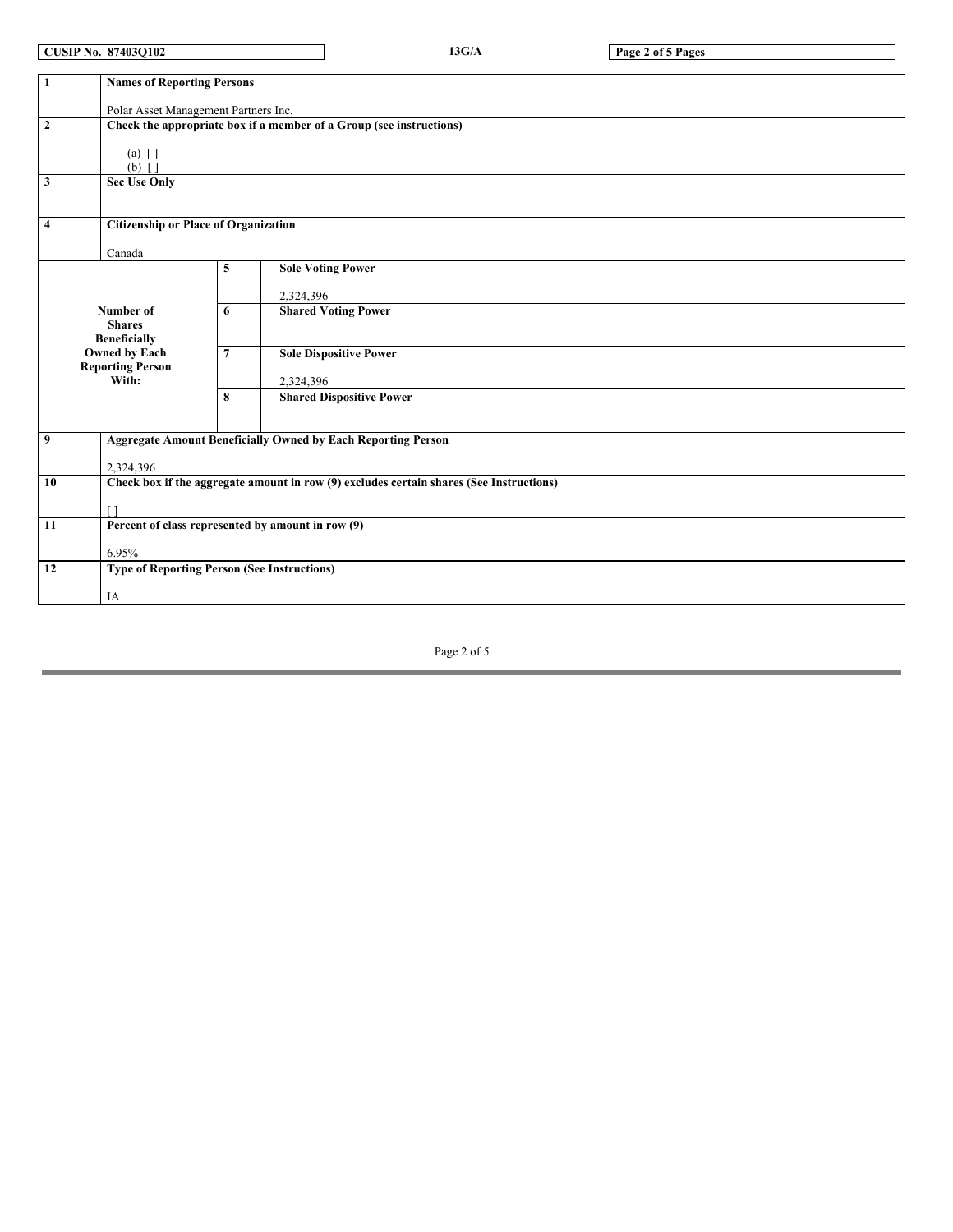| CUSIP No. 87403Q102 | 13G/A | |
|---|---|---|

| | | | |
|---|---|---|---|
| 1 | **Names of Reporting Persons**<br><br>Polar Asset Management Partners Inc. | | |
| 2 | **Check the appropriate box if a member of a Group (see instructions)**<br><br>(a) [ ]<br>(b) [ ] | | |
| 3 | **Sec Use Only** | | |
| 4 | **Citizenship or Place of Organization**<br><br>Canada | | |
| **Number of Shares Beneficially Owned by Each Reporting Person With:** | | 5 | **Sole Voting Power**<br><br>2,324,396 |
| | | 6 | **Shared Voting Power** |
| | | 7 | **Sole Dispositive Power**<br><br>2,324,396 |
| | | 8 | **Shared Dispositive Power** |
| 9 | **Aggregate Amount Beneficially Owned by Each Reporting Person**<br><br>2,324,396 | | |
| 10 | **Check box if the aggregate amount in row (9) excludes certain shares (See Instructions)**<br><br>[ ] | | |
| 11 | **Percent of class represented by amount in row (9)**<br><br>6.95% | | |
| 12 | **Type of Reporting Person (See Instructions)**<br><br>IA | | |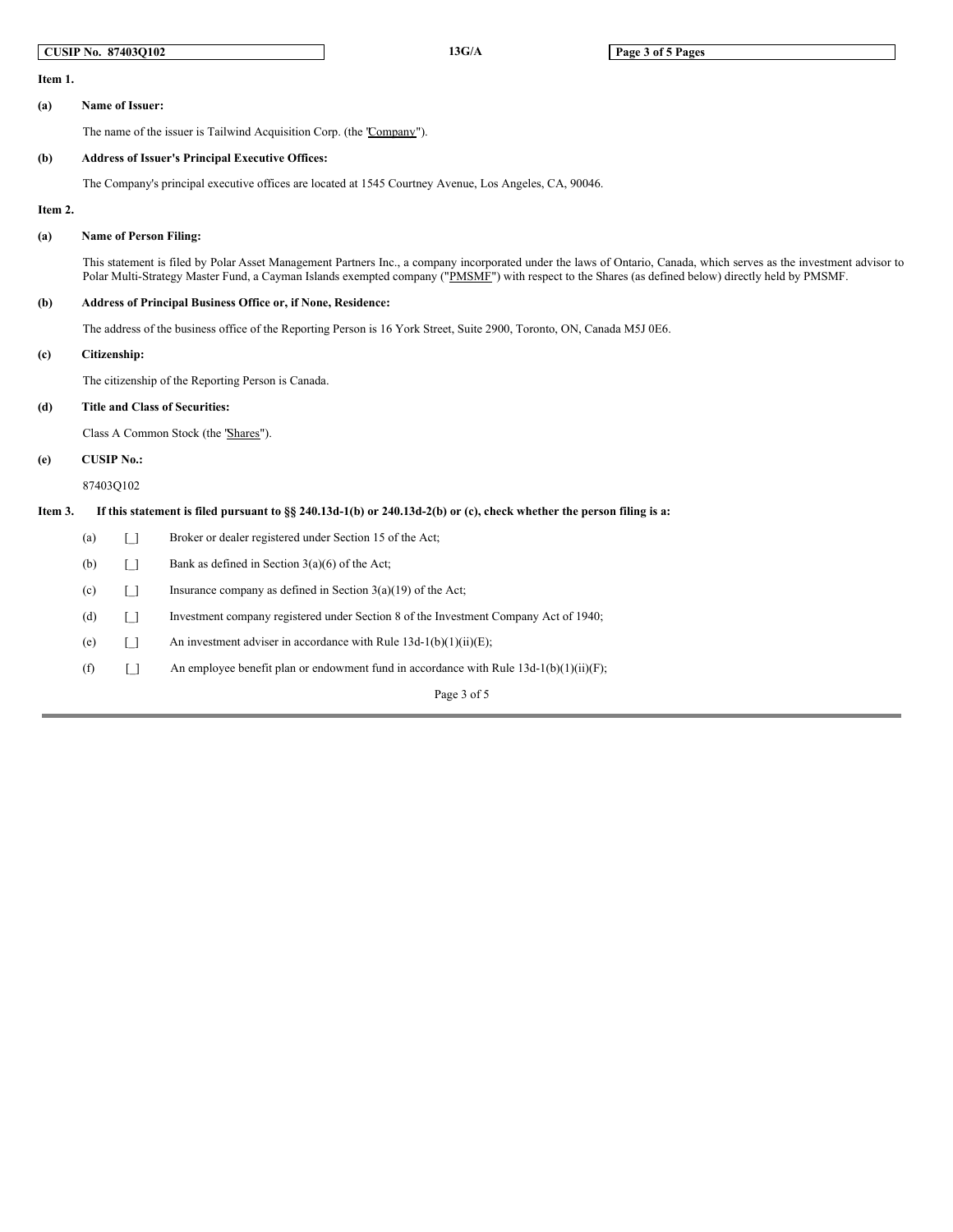**Item 1.**

**(a) Name of Issuer:**

The name of the issuer is Tailwind Acquisition Corp. (the "Company").

**(b) Address of Issuer's Principal Executive Offices:**

The Company's principal executive offices are located at 1545 Courtney Avenue, Los Angeles, CA, 90046.

**Item 2.**

**(a) Name of Person Filing:**

This statement is filed by Polar Asset Management Partners Inc., a company incorporated under the laws of Ontario, Canada, which serves as the investment advisor to Polar Multi-Strategy Master Fund, a Cayman Islands exempted company ("PMSMF") with respect to the Shares (as defined below) directly held by PMSMF.

**(b) Address of Principal Business Office or, if None, Residence:**

The address of the business office of the Reporting Person is 16 York Street, Suite 2900, Toronto, ON, Canada M5J 0E6.

**(c) Citizenship:**

The citizenship of the Reporting Person is Canada.

**(d) Title and Class of Securities:**

Class A Common Stock (the "Shares").

**(e) CUSIP No.:**

87403Q102

**Item 3. If this statement is filed pursuant to §§ 240.13d-1(b) or 240.13d-2(b) or (c), check whether the person filing is a:**

(a) [_] Broker or dealer registered under Section 15 of the Act;

(b) [_] Bank as defined in Section 3(a)(6) of the Act;

(c) [_] Insurance company as defined in Section 3(a)(19) of the Act;

(d) [_] Investment company registered under Section 8 of the Investment Company Act of 1940;

(e) [_] An investment adviser in accordance with Rule 13d-1(b)(1)(ii)(E);

(f) [_] An employee benefit plan or endowment fund in accordance with Rule 13d-1(b)(1)(ii)(F);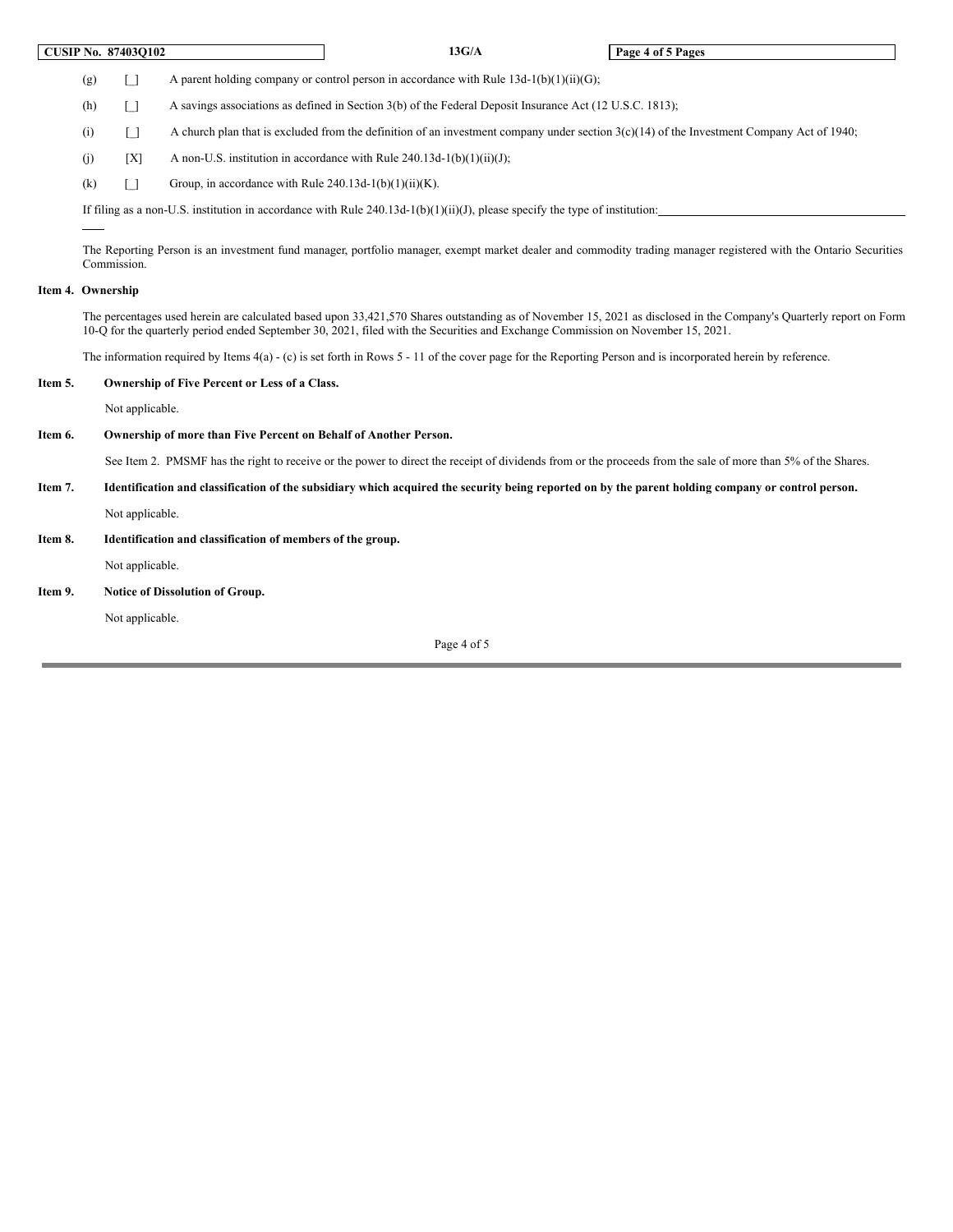(g) [_] A parent holding company or control person in accordance with Rule 13d-1(b)(1)(ii)(G);

(h) [_] A savings associations as defined in Section 3(b) of the Federal Deposit Insurance Act (12 U.S.C. 1813);

(i) [_] A church plan that is excluded from the definition of an investment company under section 3(c)(14) of the Investment Company Act of 1940;

(j) [X] A non-U.S. institution in accordance with Rule 240.13d-1(b)(1)(ii)(J);

(k) [_] Group, in accordance with Rule 240.13d-1(b)(1)(ii)(K).

If filing as a non-U.S. institution in accordance with Rule 240.13d-1(b)(1)(ii)(J), please specify the type of institution: \_\_\_\_\_\_\_\_\_\_\_\_\_\_\_\_\_\_\_\_

The Reporting Person is an investment fund manager, portfolio manager, exempt market dealer and commodity trading manager registered with the Ontario Securities Commission.

**Item 4. Ownership**

The percentages used herein are calculated based upon 33,421,570 Shares outstanding as of November 15, 2021 as disclosed in the Company's Quarterly report on Form 10-Q for the quarterly period ended September 30, 2021, filed with the Securities and Exchange Commission on November 15, 2021.

The information required by Items 4(a) - (c) is set forth in Rows 5 - 11 of the cover page for the Reporting Person and is incorporated herein by reference.

**Item 5. Ownership of Five Percent or Less of a Class.**

Not applicable.

**Item 6. Ownership of more than Five Percent on Behalf of Another Person.**

See Item 2. PMSMF has the right to receive or the power to direct the receipt of dividends from or the proceeds from the sale of more than 5% of the Shares.

**Item 7. Identification and classification of the subsidiary which acquired the security being reported on by the parent holding company or control person.**

Not applicable.

**Item 8. Identification and classification of members of the group.**

Not applicable.

**Item 9. Notice of Dissolution of Group.**

Not applicable.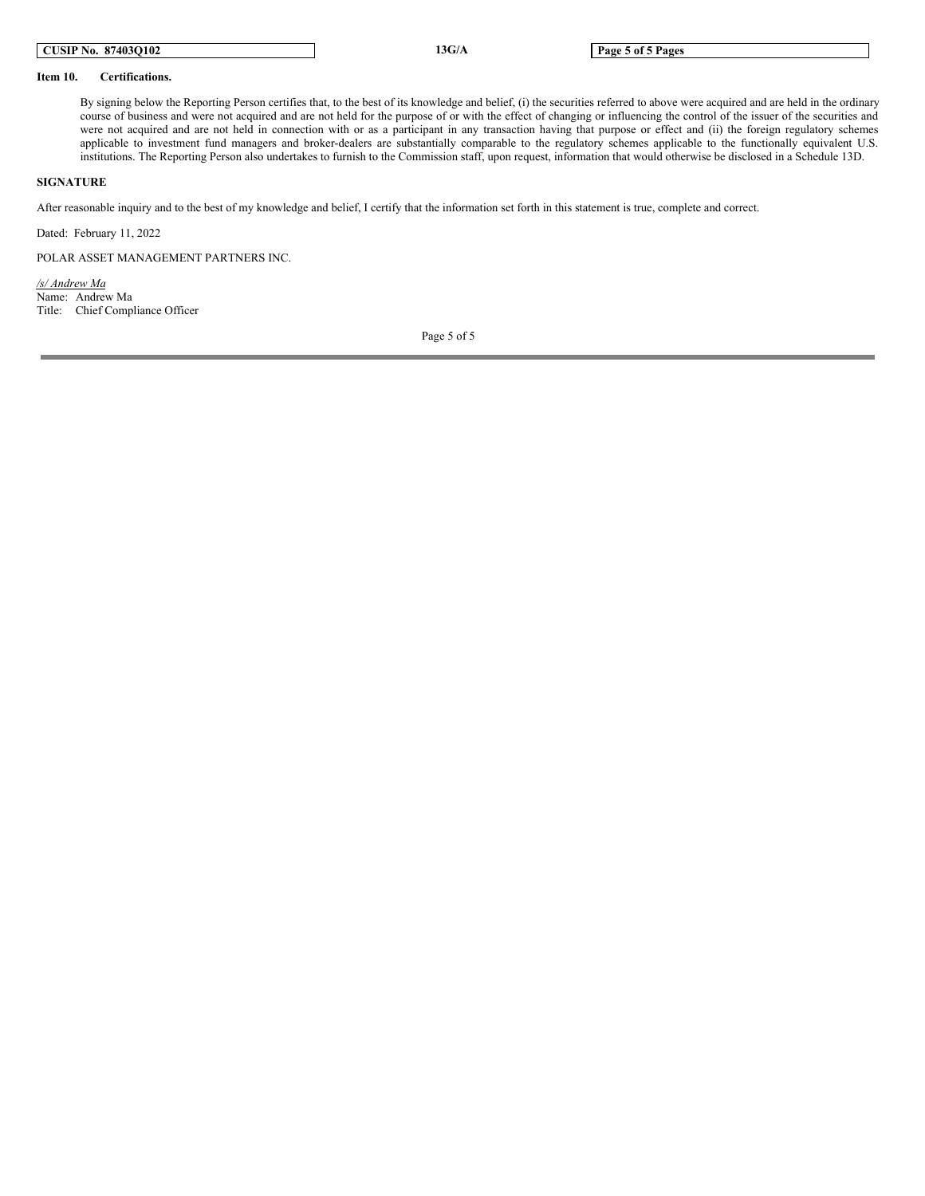**Item 10. Certifications.**

By signing below the Reporting Person certifies that, to the best of its knowledge and belief, (i) the securities referred to above were acquired and are held in the ordinary course of business and were not acquired and are not held for the purpose of or with the effect of changing or influencing the control of the issuer of the securities and were not acquired and are not held in connection with or as a participant in any transaction having that purpose or effect and (ii) the foreign regulatory schemes applicable to investment fund managers and broker-dealers are substantially comparable to the regulatory schemes applicable to the functionally equivalent U.S. institutions. The Reporting Person also undertakes to furnish to the Commission staff, upon request, information that would otherwise be disclosed in a Schedule 13D.

**SIGNATURE**

After reasonable inquiry and to the best of my knowledge and belief, I certify that the information set forth in this statement is true, complete and correct.

Dated: February 11, 2022

POLAR ASSET MANAGEMENT PARTNERS INC.

*/s/ Andrew Ma*
Name: Andrew Ma
Title: Chief Compliance Officer